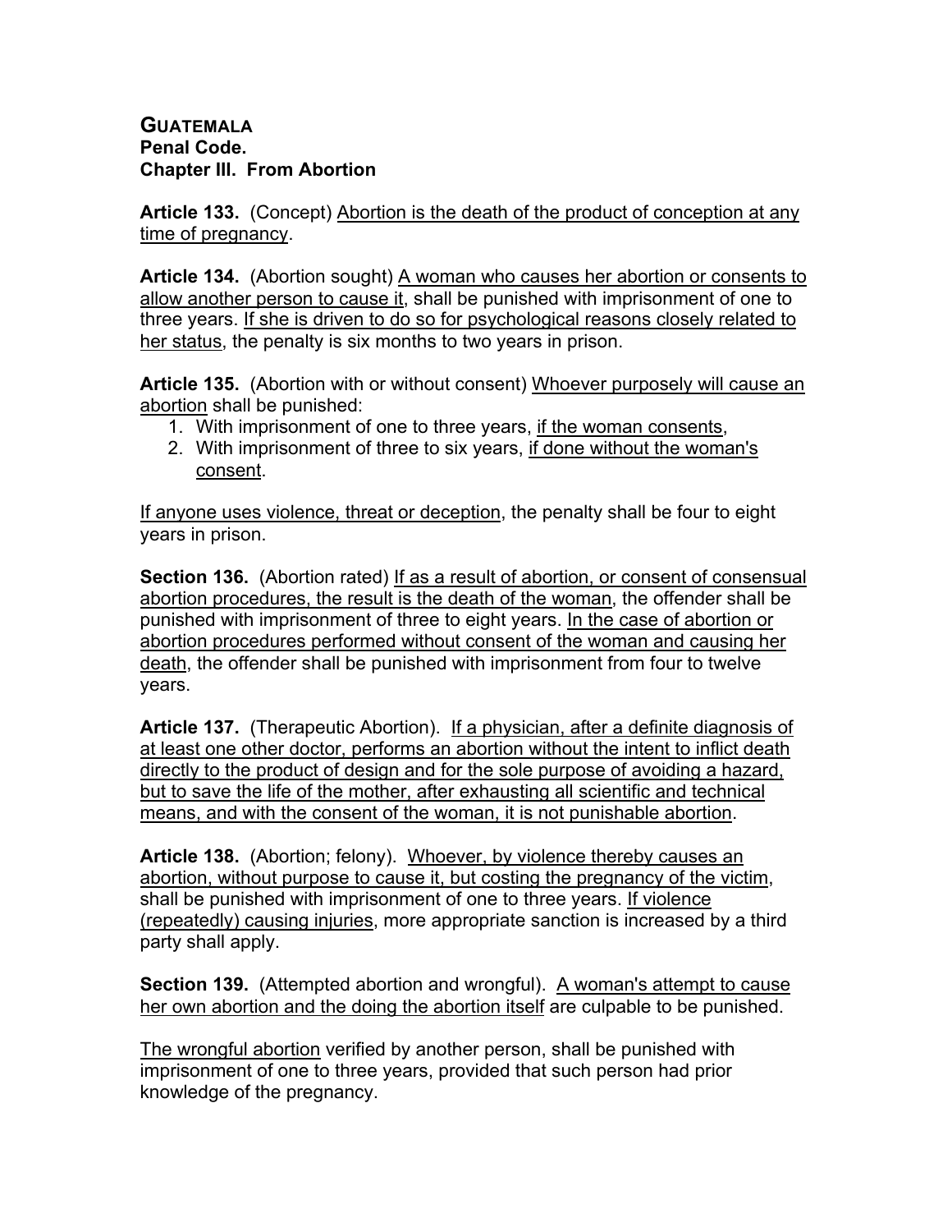**GUATEMALA**
**Penal Code.**
**Chapter III. From Abortion**

**Article 133.** (Concept) <u>Abortion is the death of the product of conception at any time of pregnancy</u>.

**Article 134.** (Abortion sought) <u>A woman who causes her abortion or consents to allow another person to cause it</u>, shall be punished with imprisonment of one to three years. <u>If she is driven to do so for psychological reasons closely related to her status</u>, the penalty is six months to two years in prison.

**Article 135.** (Abortion with or without consent) <u>Whoever purposely will cause an abortion</u> shall be punished:

1. With imprisonment of one to three years, <u>if the woman consents</u>,
2. With imprisonment of three to six years, <u>if done without the woman's consent</u>.

<u>If anyone uses violence, threat or deception</u>, the penalty shall be four to eight years in prison.

**Section 136.** (Abortion rated) <u>If as a result of abortion, or consent of consensual abortion procedures, the result is the death of the woman</u>, the offender shall be punished with imprisonment of three to eight years. <u>In the case of abortion or abortion procedures performed without consent of the woman and causing her death</u>, the offender shall be punished with imprisonment from four to twelve years.

**Article 137.** (Therapeutic Abortion). <u>If a physician, after a definite diagnosis of at least one other doctor, performs an abortion without the intent to inflict death directly to the product of design and for the sole purpose of avoiding a hazard, but to save the life of the mother, after exhausting all scientific and technical means, and with the consent of the woman, it is not punishable abortion</u>.

**Article 138.** (Abortion; felony). <u>Whoever, by violence thereby causes an abortion, without purpose to cause it, but costing the pregnancy of the victim</u>, shall be punished with imprisonment of one to three years. <u>If violence (repeatedly) causing injuries</u>, more appropriate sanction is increased by a third party shall apply.

**Section 139.** (Attempted abortion and wrongful). <u>A woman's attempt to cause her own abortion and the doing the abortion itself</u> are culpable to be punished.

<u>The wrongful abortion</u> verified by another person, shall be punished with imprisonment of one to three years, provided that such person had prior knowledge of the pregnancy.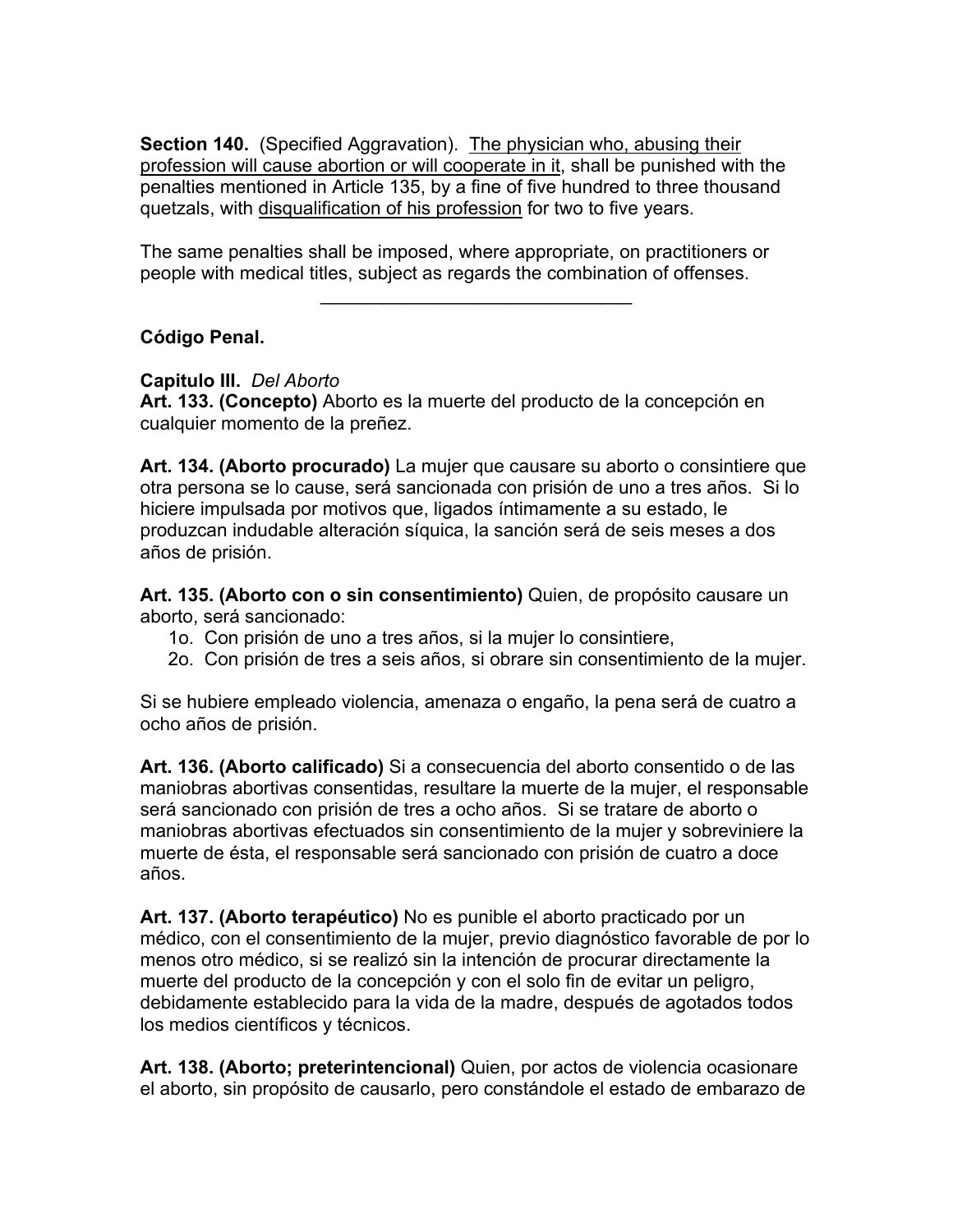**Section 140.** (Specified Aggravation). <u>The physician who, abusing their profession will cause abortion or will cooperate in it</u>, shall be punished with the penalties mentioned in Article 135, by a fine of five hundred to three thousand quetzals, with <u>disqualification of his profession</u> for two to five years.

The same penalties shall be imposed, where appropriate, on practitioners or people with medical titles, subject as regards the combination of offenses.

---

**Código Penal.**

**Capitulo III.** *Del Aborto*

**Art. 133. (Concepto)** Aborto es la muerte del producto de la concepción en cualquier momento de la preñez.

**Art. 134. (Aborto procurado)** La mujer que causare su aborto o consintiere que otra persona se lo cause, será sancionada con prisión de uno a tres años. Si lo hiciere impulsada por motivos que, ligados íntimamente a su estado, le produzcan indudable alteración síquica, la sanción será de seis meses a dos años de prisión.

**Art. 135. (Aborto con o sin consentimiento)** Quien, de propósito causare un aborto, será sancionado:

1o. Con prisión de uno a tres años, si la mujer lo consintiere,
2o. Con prisión de tres a seis años, si obrare sin consentimiento de la mujer.

Si se hubiere empleado violencia, amenaza o engaño, la pena será de cuatro a ocho años de prisión.

**Art. 136. (Aborto calificado)** Si a consecuencia del aborto consentido o de las maniobras abortivas consentidas, resultare la muerte de la mujer, el responsable será sancionado con prisión de tres a ocho años. Si se tratare de aborto o maniobras abortivas efectuados sin consentimiento de la mujer y sobreviniere la muerte de ésta, el responsable será sancionado con prisión de cuatro a doce años.

**Art. 137. (Aborto terapéutico)** No es punible el aborto practicado por un médico, con el consentimiento de la mujer, previo diagnóstico favorable de por lo menos otro médico, si se realizó sin la intención de procurar directamente la muerte del producto de la concepción y con el solo fin de evitar un peligro, debidamente establecido para la vida de la madre, después de agotados todos los medios científicos y técnicos.

**Art. 138. (Aborto; preterintencional)** Quien, por actos de violencia ocasionare el aborto, sin propósito de causarlo, pero constándole el estado de embarazo de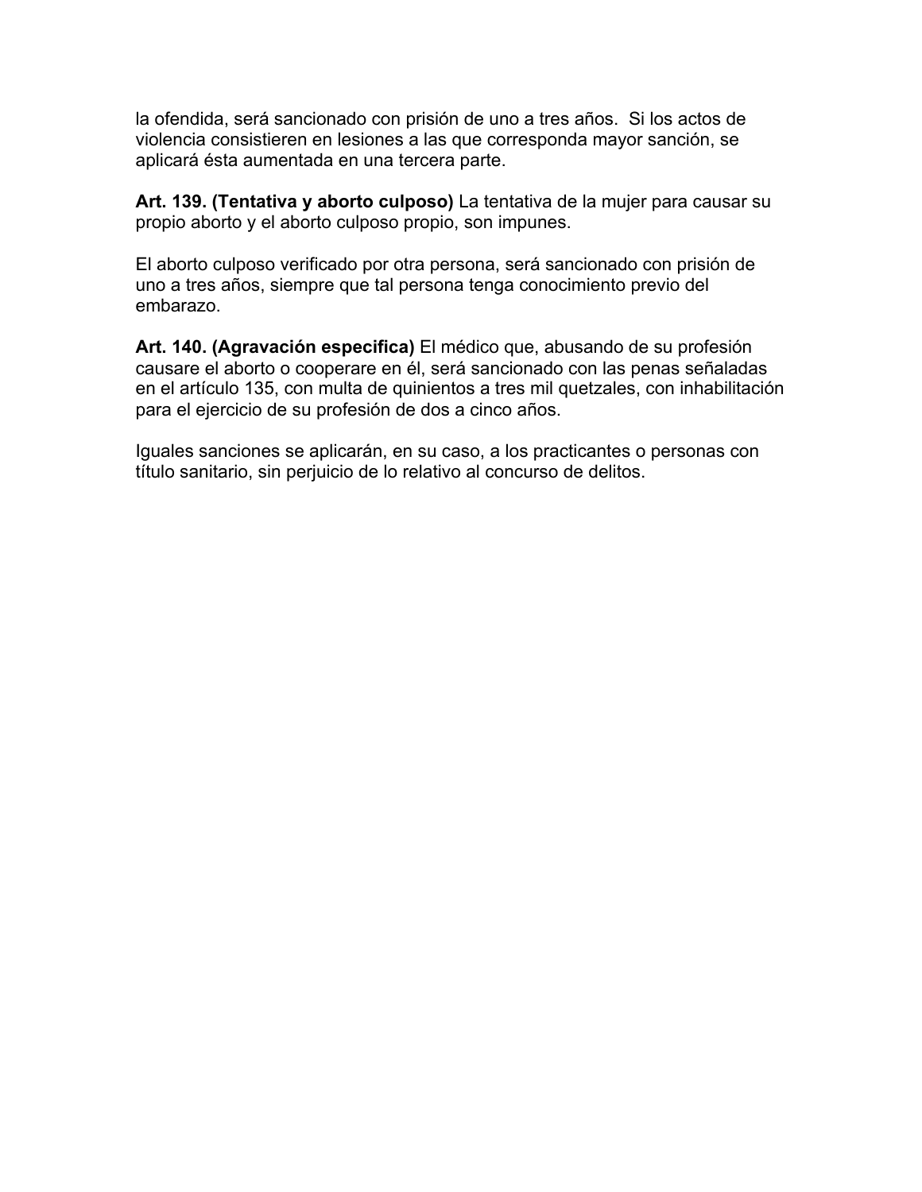la ofendida, será sancionado con prisión de uno a tres años.  Si los actos de violencia consistieren en lesiones a las que corresponda mayor sanción, se aplicará ésta aumentada en una tercera parte.

**Art. 139. (Tentativa y aborto culposo)** La tentativa de la mujer para causar su propio aborto y el aborto culposo propio, son impunes.

El aborto culposo verificado por otra persona, será sancionado con prisión de uno a tres años, siempre que tal persona tenga conocimiento previo del embarazo.

**Art. 140. (Agravación especifica)** El médico que, abusando de su profesión causare el aborto o cooperare en él, será sancionado con las penas señaladas en el artículo 135, con multa de quinientos a tres mil quetzales, con inhabilitación para el ejercicio de su profesión de dos a cinco años.

Iguales sanciones se aplicarán, en su caso, a los practicantes o personas con título sanitario, sin perjuicio de lo relativo al concurso de delitos.